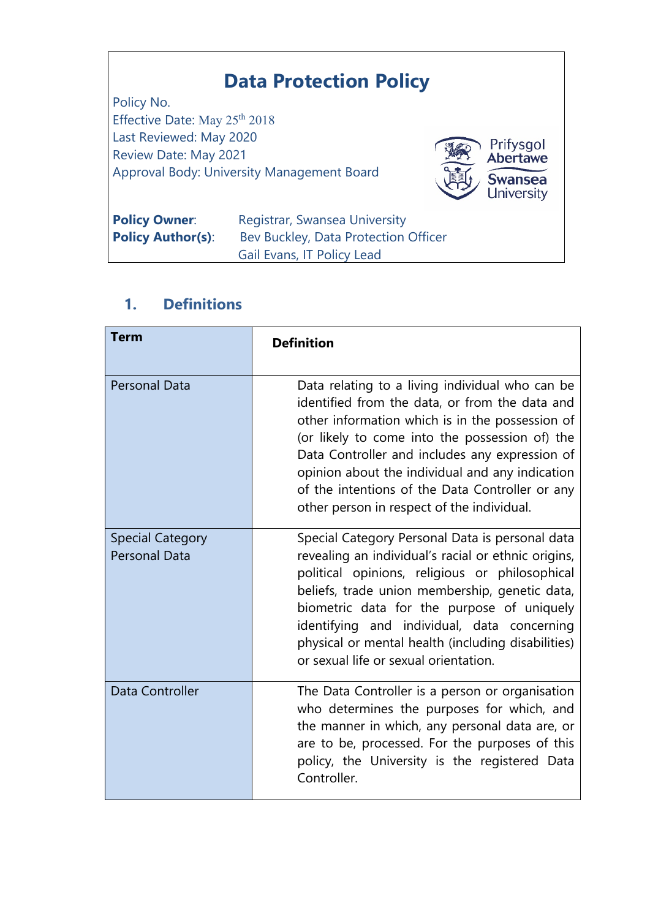# Data Protection Policy

Policy No.
Effective Date: May 25th 2018
Last Reviewed: May 2020
Review Date: May 2021
Approval Body: University Management Board

**Policy Owner**: Registrar, Swansea University
**Policy Author(s)**: Bev Buckley, Data Protection Officer
Gail Evans, IT Policy Lead

## 1. Definitions

| Term | Definition |
|---|---|
| Personal Data | Data relating to a living individual who can be identified from the data, or from the data and other information which is in the possession of (or likely to come into the possession of) the Data Controller and includes any expression of opinion about the individual and any indication of the intentions of the Data Controller or any other person in respect of the individual. |
| Special Category Personal Data | Special Category Personal Data is personal data revealing an individual's racial or ethnic origins, political opinions, religious or philosophical beliefs, trade union membership, genetic data, biometric data for the purpose of uniquely identifying and individual, data concerning physical or mental health (including disabilities) or sexual life or sexual orientation. |
| Data Controller | The Data Controller is a person or organisation who determines the purposes for which, and the manner in which, any personal data are, or are to be, processed. For the purposes of this policy, the University is the registered Data Controller. |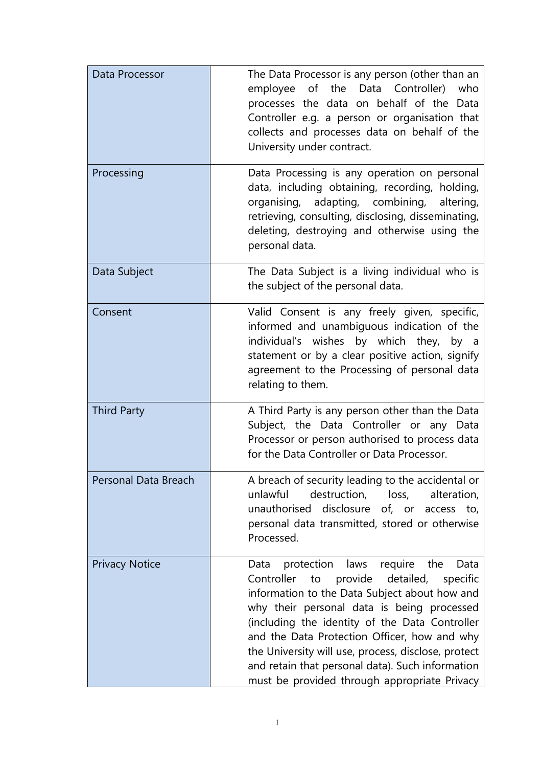| | |
|---|---|
| Data Processor | The Data Processor is any person (other than an employee of the Data Controller) who processes the data on behalf of the Data Controller e.g. a person or organisation that collects and processes data on behalf of the University under contract. |
| Processing | Data Processing is any operation on personal data, including obtaining, recording, holding, organising, adapting, combining, altering, retrieving, consulting, disclosing, disseminating, deleting, destroying and otherwise using the personal data. |
| Data Subject | The Data Subject is a living individual who is the subject of the personal data. |
| Consent | Valid Consent is any freely given, specific, informed and unambiguous indication of the individual's wishes by which they, by a statement or by a clear positive action, signify agreement to the Processing of personal data relating to them. |
| Third Party | A Third Party is any person other than the Data Subject, the Data Controller or any Data Processor or person authorised to process data for the Data Controller or Data Processor. |
| Personal Data Breach | A breach of security leading to the accidental or unlawful destruction, loss, alteration, unauthorised disclosure of, or access to, personal data transmitted, stored or otherwise Processed. |
| Privacy Notice | Data protection laws require the Data Controller to provide detailed, specific information to the Data Subject about how and why their personal data is being processed (including the identity of the Data Controller and the Data Protection Officer, how and why the University will use, process, disclose, protect and retain that personal data). Such information must be provided through appropriate Privacy |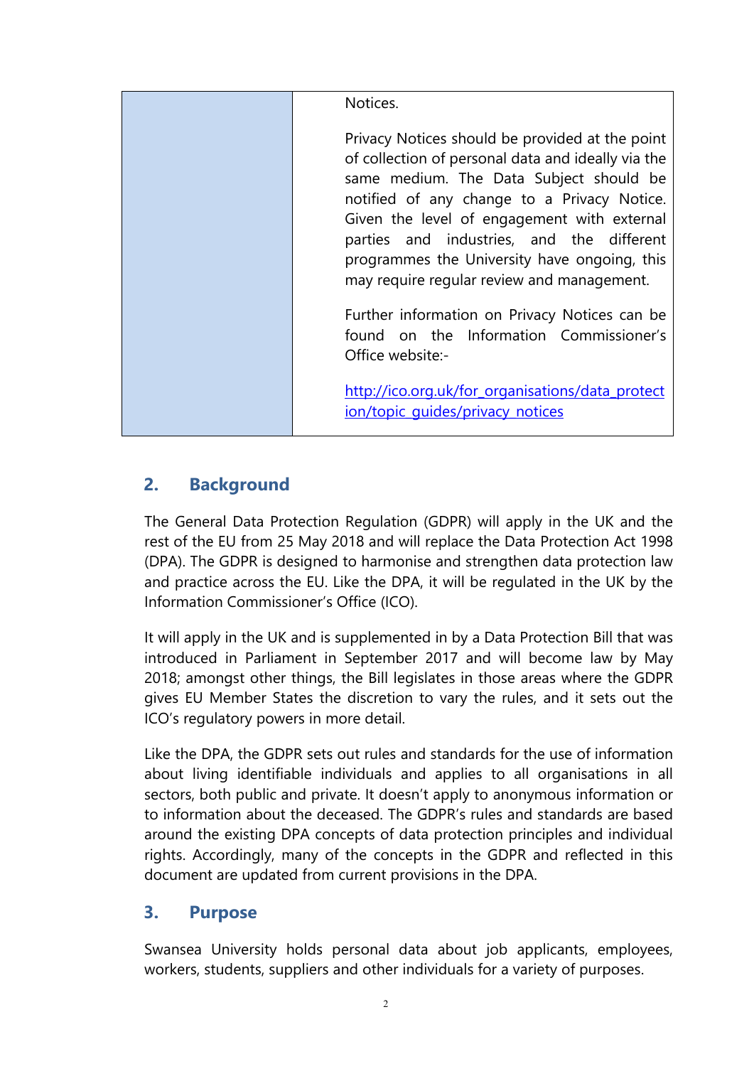|  | Notices.<br><br>Privacy Notices should be provided at the point of collection of personal data and ideally via the same medium. The Data Subject should be notified of any change to a Privacy Notice. Given the level of engagement with external parties and industries, and the different programmes the University have ongoing, this may require regular review and management.<br><br>Further information on Privacy Notices can be found on the Information Commissioner's Office website:-<br><br>[http://ico.org.uk/for_organisations/data_protection/topic_guides/privacy_notices](http://ico.org.uk/for_organisations/data_protection/topic_guides/privacy_notices) |
|---|---|

## 2. Background

The General Data Protection Regulation (GDPR) will apply in the UK and the rest of the EU from 25 May 2018 and will replace the Data Protection Act 1998 (DPA). The GDPR is designed to harmonise and strengthen data protection law and practice across the EU. Like the DPA, it will be regulated in the UK by the Information Commissioner's Office (ICO).

It will apply in the UK and is supplemented in by a Data Protection Bill that was introduced in Parliament in September 2017 and will become law by May 2018; amongst other things, the Bill legislates in those areas where the GDPR gives EU Member States the discretion to vary the rules, and it sets out the ICO's regulatory powers in more detail.

Like the DPA, the GDPR sets out rules and standards for the use of information about living identifiable individuals and applies to all organisations in all sectors, both public and private. It doesn't apply to anonymous information or to information about the deceased. The GDPR's rules and standards are based around the existing DPA concepts of data protection principles and individual rights. Accordingly, many of the concepts in the GDPR and reflected in this document are updated from current provisions in the DPA.

## 3. Purpose

Swansea University holds personal data about job applicants, employees, workers, students, suppliers and other individuals for a variety of purposes.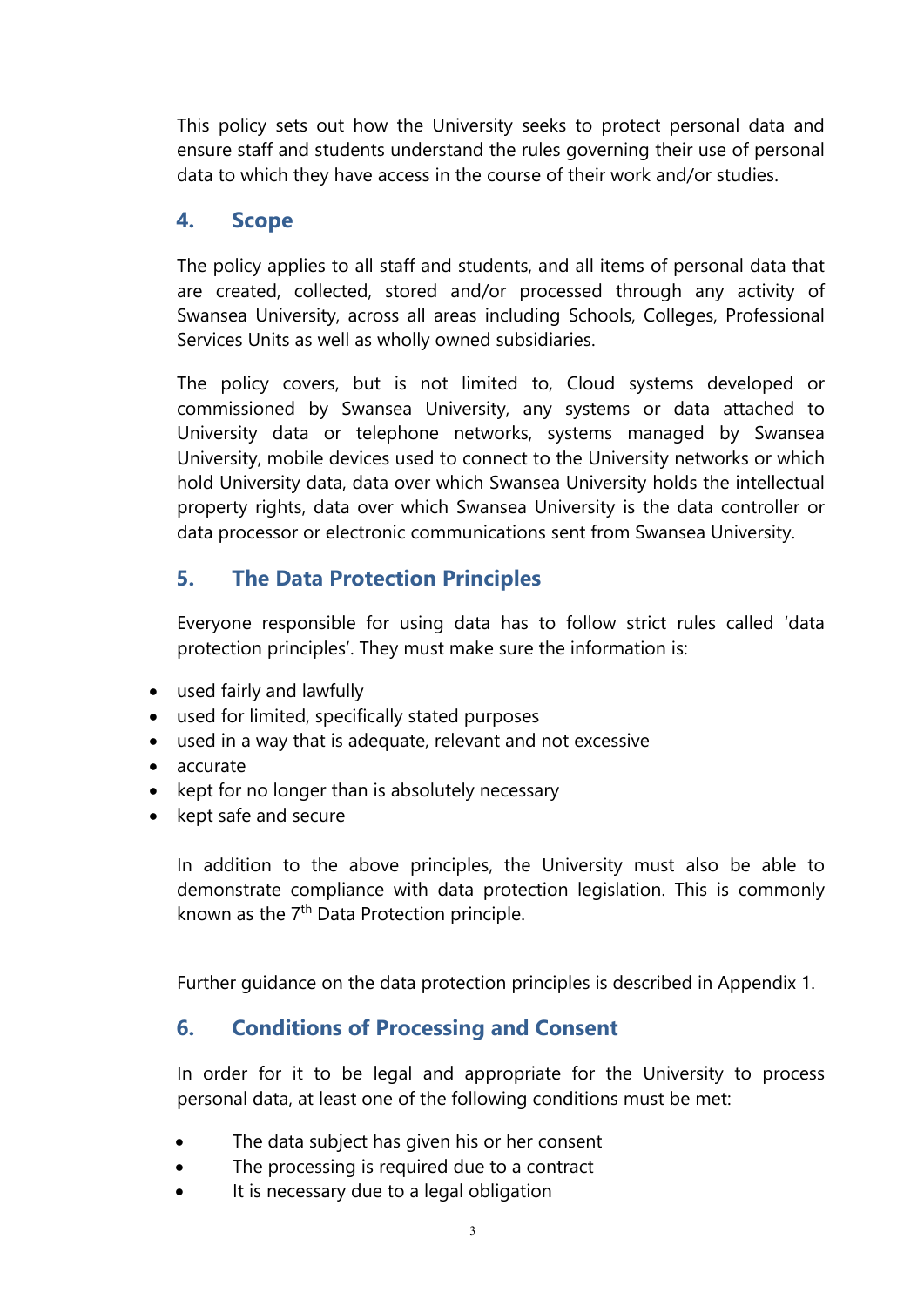This policy sets out how the University seeks to protect personal data and ensure staff and students understand the rules governing their use of personal data to which they have access in the course of their work and/or studies.

## 4. Scope

The policy applies to all staff and students, and all items of personal data that are created, collected, stored and/or processed through any activity of Swansea University, across all areas including Schools, Colleges, Professional Services Units as well as wholly owned subsidiaries.

The policy covers, but is not limited to, Cloud systems developed or commissioned by Swansea University, any systems or data attached to University data or telephone networks, systems managed by Swansea University, mobile devices used to connect to the University networks or which hold University data, data over which Swansea University holds the intellectual property rights, data over which Swansea University is the data controller or data processor or electronic communications sent from Swansea University.

## 5. The Data Protection Principles

Everyone responsible for using data has to follow strict rules called 'data protection principles'. They must make sure the information is:

- used fairly and lawfully
- used for limited, specifically stated purposes
- used in a way that is adequate, relevant and not excessive
- accurate
- kept for no longer than is absolutely necessary
- kept safe and secure

In addition to the above principles, the University must also be able to demonstrate compliance with data protection legislation. This is commonly known as the 7th Data Protection principle.

Further guidance on the data protection principles is described in Appendix 1.

## 6. Conditions of Processing and Consent

In order for it to be legal and appropriate for the University to process personal data, at least one of the following conditions must be met:

- The data subject has given his or her consent
- The processing is required due to a contract
- It is necessary due to a legal obligation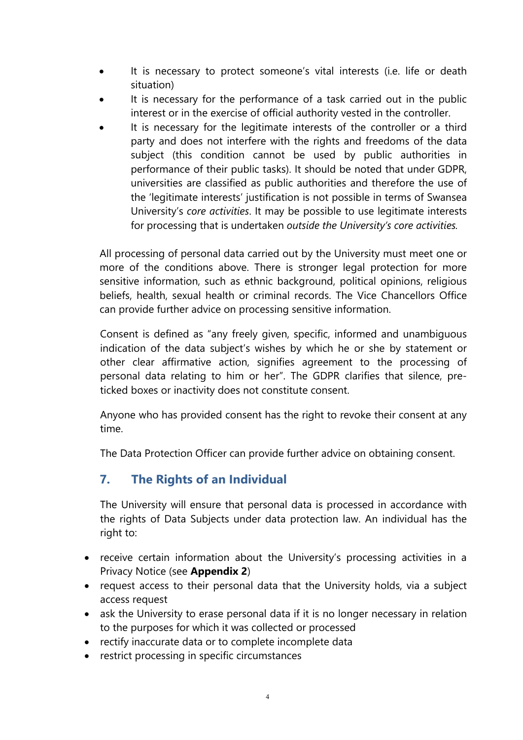- It is necessary to protect someone's vital interests (i.e. life or death situation)
- It is necessary for the performance of a task carried out in the public interest or in the exercise of official authority vested in the controller.
- It is necessary for the legitimate interests of the controller or a third party and does not interfere with the rights and freedoms of the data subject (this condition cannot be used by public authorities in performance of their public tasks). It should be noted that under GDPR, universities are classified as public authorities and therefore the use of the 'legitimate interests' justification is not possible in terms of Swansea University's *core activities*. It may be possible to use legitimate interests for processing that is undertaken *outside the University's core activities*.

All processing of personal data carried out by the University must meet one or more of the conditions above. There is stronger legal protection for more sensitive information, such as ethnic background, political opinions, religious beliefs, health, sexual health or criminal records. The Vice Chancellors Office can provide further advice on processing sensitive information.

Consent is defined as "any freely given, specific, informed and unambiguous indication of the data subject's wishes by which he or she by statement or other clear affirmative action, signifies agreement to the processing of personal data relating to him or her". The GDPR clarifies that silence, pre-ticked boxes or inactivity does not constitute consent.

Anyone who has provided consent has the right to revoke their consent at any time.

The Data Protection Officer can provide further advice on obtaining consent.

## 7. The Rights of an Individual

The University will ensure that personal data is processed in accordance with the rights of Data Subjects under data protection law. An individual has the right to:

- receive certain information about the University's processing activities in a Privacy Notice (see **Appendix 2**)
- request access to their personal data that the University holds, via a subject access request
- ask the University to erase personal data if it is no longer necessary in relation to the purposes for which it was collected or processed
- rectify inaccurate data or to complete incomplete data
- restrict processing in specific circumstances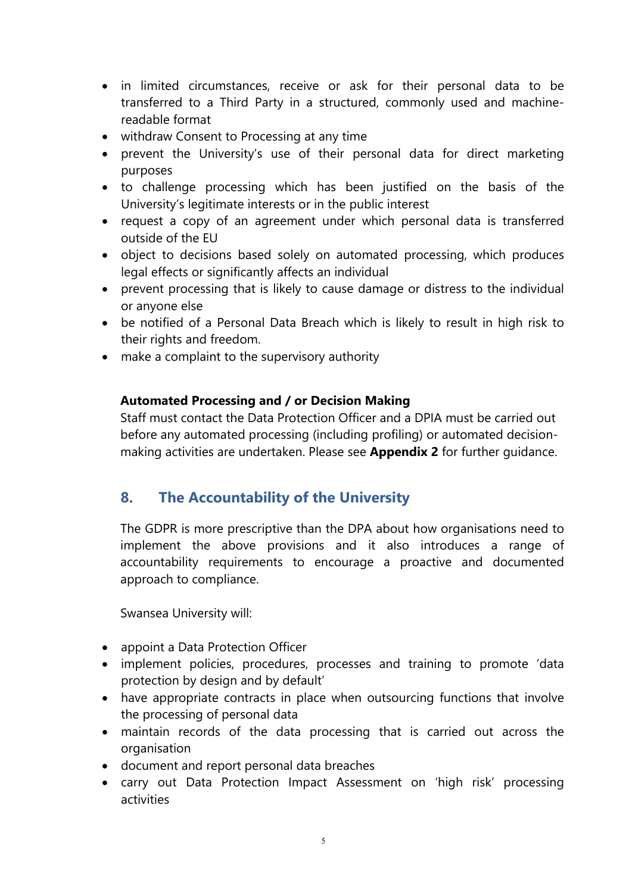- in limited circumstances, receive or ask for their personal data to be transferred to a Third Party in a structured, commonly used and machine-readable format
- withdraw Consent to Processing at any time
- prevent the University's use of their personal data for direct marketing purposes
- to challenge processing which has been justified on the basis of the University's legitimate interests or in the public interest
- request a copy of an agreement under which personal data is transferred outside of the EU
- object to decisions based solely on automated processing, which produces legal effects or significantly affects an individual
- prevent processing that is likely to cause damage or distress to the individual or anyone else
- be notified of a Personal Data Breach which is likely to result in high risk to their rights and freedom.
- make a complaint to the supervisory authority

**Automated Processing and / or Decision Making**

Staff must contact the Data Protection Officer and a DPIA must be carried out before any automated processing (including profiling) or automated decision-making activities are undertaken. Please see **Appendix 2** for further guidance.

## 8. The Accountability of the University

The GDPR is more prescriptive than the DPA about how organisations need to implement the above provisions and it also introduces a range of accountability requirements to encourage a proactive and documented approach to compliance.

Swansea University will:

- appoint a Data Protection Officer
- implement policies, procedures, processes and training to promote 'data protection by design and by default'
- have appropriate contracts in place when outsourcing functions that involve the processing of personal data
- maintain records of the data processing that is carried out across the organisation
- document and report personal data breaches
- carry out Data Protection Impact Assessment on 'high risk' processing activities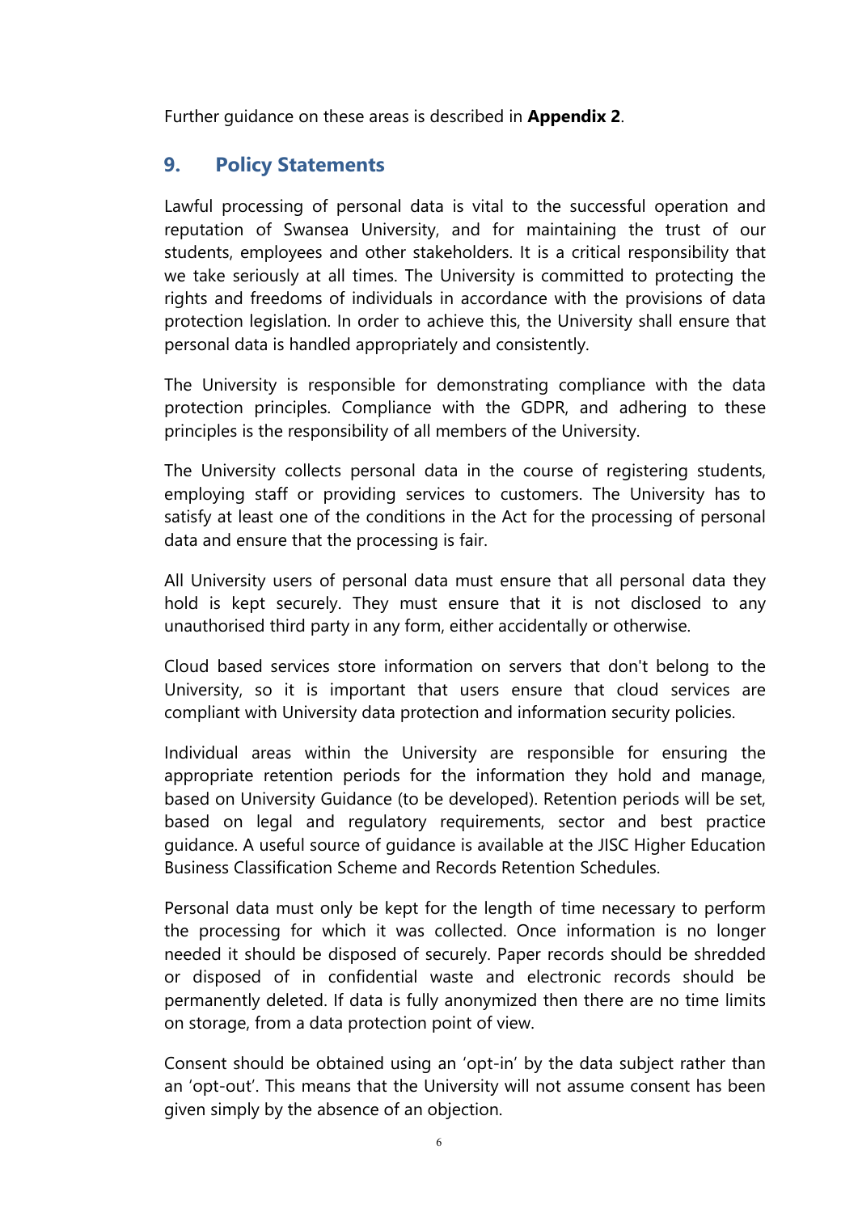Further guidance on these areas is described in **Appendix 2**.

## 9. Policy Statements

Lawful processing of personal data is vital to the successful operation and reputation of Swansea University, and for maintaining the trust of our students, employees and other stakeholders. It is a critical responsibility that we take seriously at all times. The University is committed to protecting the rights and freedoms of individuals in accordance with the provisions of data protection legislation. In order to achieve this, the University shall ensure that personal data is handled appropriately and consistently.

The University is responsible for demonstrating compliance with the data protection principles. Compliance with the GDPR, and adhering to these principles is the responsibility of all members of the University.

The University collects personal data in the course of registering students, employing staff or providing services to customers. The University has to satisfy at least one of the conditions in the Act for the processing of personal data and ensure that the processing is fair.

All University users of personal data must ensure that all personal data they hold is kept securely. They must ensure that it is not disclosed to any unauthorised third party in any form, either accidentally or otherwise.

Cloud based services store information on servers that don't belong to the University, so it is important that users ensure that cloud services are compliant with University data protection and information security policies.

Individual areas within the University are responsible for ensuring the appropriate retention periods for the information they hold and manage, based on University Guidance (to be developed). Retention periods will be set, based on legal and regulatory requirements, sector and best practice guidance. A useful source of guidance is available at the JISC Higher Education Business Classification Scheme and Records Retention Schedules.

Personal data must only be kept for the length of time necessary to perform the processing for which it was collected. Once information is no longer needed it should be disposed of securely. Paper records should be shredded or disposed of in confidential waste and electronic records should be permanently deleted. If data is fully anonymized then there are no time limits on storage, from a data protection point of view.

Consent should be obtained using an 'opt-in' by the data subject rather than an 'opt-out'. This means that the University will not assume consent has been given simply by the absence of an objection.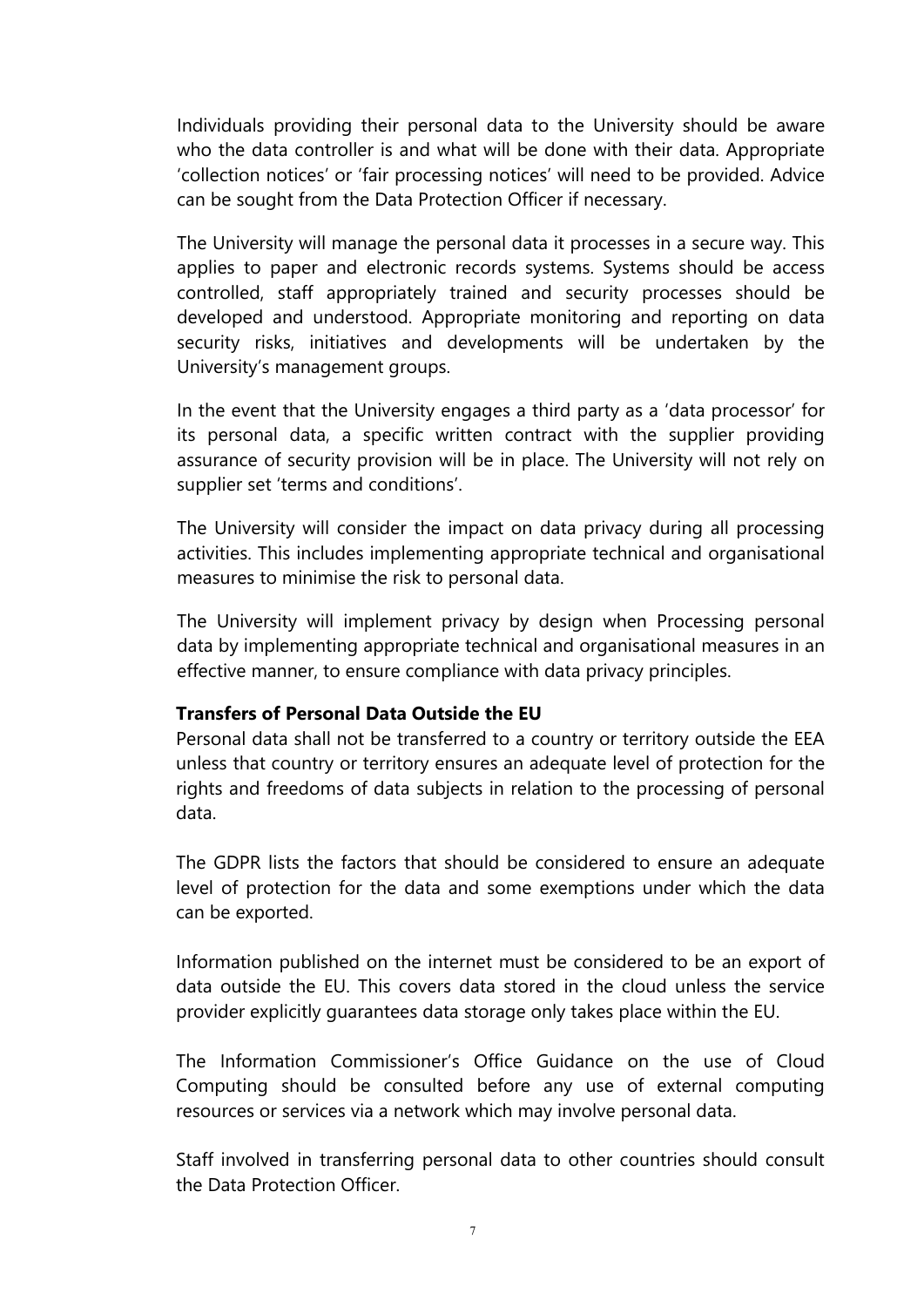Individuals providing their personal data to the University should be aware who the data controller is and what will be done with their data. Appropriate 'collection notices' or 'fair processing notices' will need to be provided. Advice can be sought from the Data Protection Officer if necessary.

The University will manage the personal data it processes in a secure way. This applies to paper and electronic records systems. Systems should be access controlled, staff appropriately trained and security processes should be developed and understood. Appropriate monitoring and reporting on data security risks, initiatives and developments will be undertaken by the University's management groups.

In the event that the University engages a third party as a 'data processor' for its personal data, a specific written contract with the supplier providing assurance of security provision will be in place. The University will not rely on supplier set 'terms and conditions'.

The University will consider the impact on data privacy during all processing activities. This includes implementing appropriate technical and organisational measures to minimise the risk to personal data.

The University will implement privacy by design when Processing personal data by implementing appropriate technical and organisational measures in an effective manner, to ensure compliance with data privacy principles.

**Transfers of Personal Data Outside the EU**

Personal data shall not be transferred to a country or territory outside the EEA unless that country or territory ensures an adequate level of protection for the rights and freedoms of data subjects in relation to the processing of personal data.

The GDPR lists the factors that should be considered to ensure an adequate level of protection for the data and some exemptions under which the data can be exported.

Information published on the internet must be considered to be an export of data outside the EU. This covers data stored in the cloud unless the service provider explicitly guarantees data storage only takes place within the EU.

The Information Commissioner's Office Guidance on the use of Cloud Computing should be consulted before any use of external computing resources or services via a network which may involve personal data.

Staff involved in transferring personal data to other countries should consult the Data Protection Officer.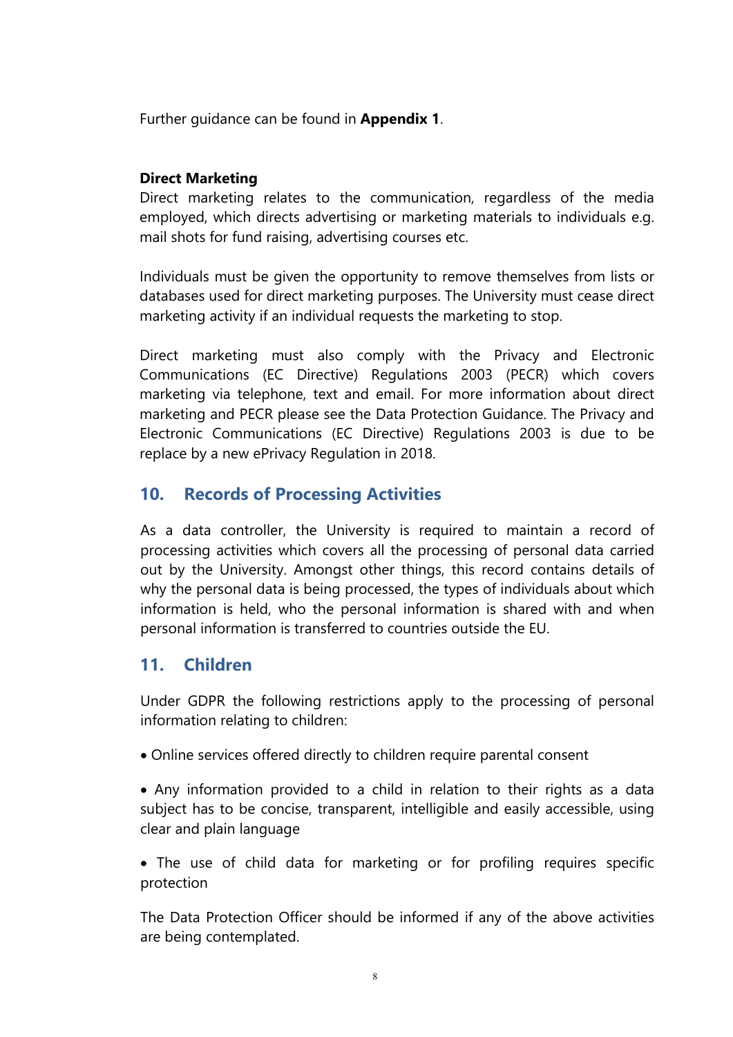Further guidance can be found in **Appendix 1**.

**Direct Marketing**

Direct marketing relates to the communication, regardless of the media employed, which directs advertising or marketing materials to individuals e.g. mail shots for fund raising, advertising courses etc.

Individuals must be given the opportunity to remove themselves from lists or databases used for direct marketing purposes. The University must cease direct marketing activity if an individual requests the marketing to stop.

Direct marketing must also comply with the Privacy and Electronic Communications (EC Directive) Regulations 2003 (PECR) which covers marketing via telephone, text and email. For more information about direct marketing and PECR please see the Data Protection Guidance. The Privacy and Electronic Communications (EC Directive) Regulations 2003 is due to be replace by a new ePrivacy Regulation in 2018.

## 10. Records of Processing Activities

As a data controller, the University is required to maintain a record of processing activities which covers all the processing of personal data carried out by the University. Amongst other things, this record contains details of why the personal data is being processed, the types of individuals about which information is held, who the personal information is shared with and when personal information is transferred to countries outside the EU.

## 11. Children

Under GDPR the following restrictions apply to the processing of personal information relating to children:

- Online services offered directly to children require parental consent
- Any information provided to a child in relation to their rights as a data subject has to be concise, transparent, intelligible and easily accessible, using clear and plain language
- The use of child data for marketing or for profiling requires specific protection

The Data Protection Officer should be informed if any of the above activities are being contemplated.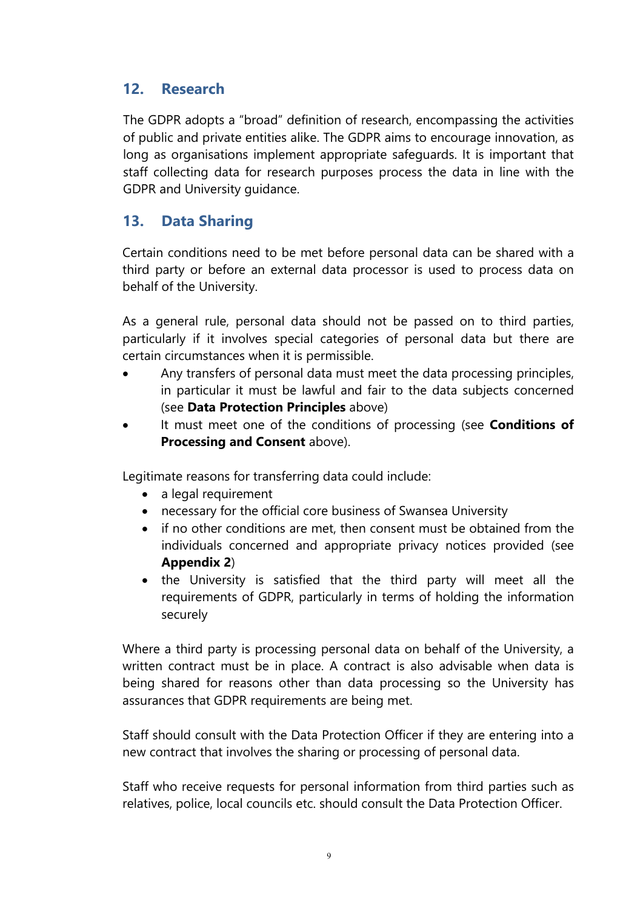## 12. Research

The GDPR adopts a "broad" definition of research, encompassing the activities of public and private entities alike. The GDPR aims to encourage innovation, as long as organisations implement appropriate safeguards. It is important that staff collecting data for research purposes process the data in line with the GDPR and University guidance.

## 13. Data Sharing

Certain conditions need to be met before personal data can be shared with a third party or before an external data processor is used to process data on behalf of the University.

As a general rule, personal data should not be passed on to third parties, particularly if it involves special categories of personal data but there are certain circumstances when it is permissible.

- Any transfers of personal data must meet the data processing principles, in particular it must be lawful and fair to the data subjects concerned (see **Data Protection Principles** above)
- It must meet one of the conditions of processing (see **Conditions of Processing and Consent** above).

Legitimate reasons for transferring data could include:

- a legal requirement
- necessary for the official core business of Swansea University
- if no other conditions are met, then consent must be obtained from the individuals concerned and appropriate privacy notices provided (see **Appendix 2**)
- the University is satisfied that the third party will meet all the requirements of GDPR, particularly in terms of holding the information securely

Where a third party is processing personal data on behalf of the University, a written contract must be in place. A contract is also advisable when data is being shared for reasons other than data processing so the University has assurances that GDPR requirements are being met.

Staff should consult with the Data Protection Officer if they are entering into a new contract that involves the sharing or processing of personal data.

Staff who receive requests for personal information from third parties such as relatives, police, local councils etc. should consult the Data Protection Officer.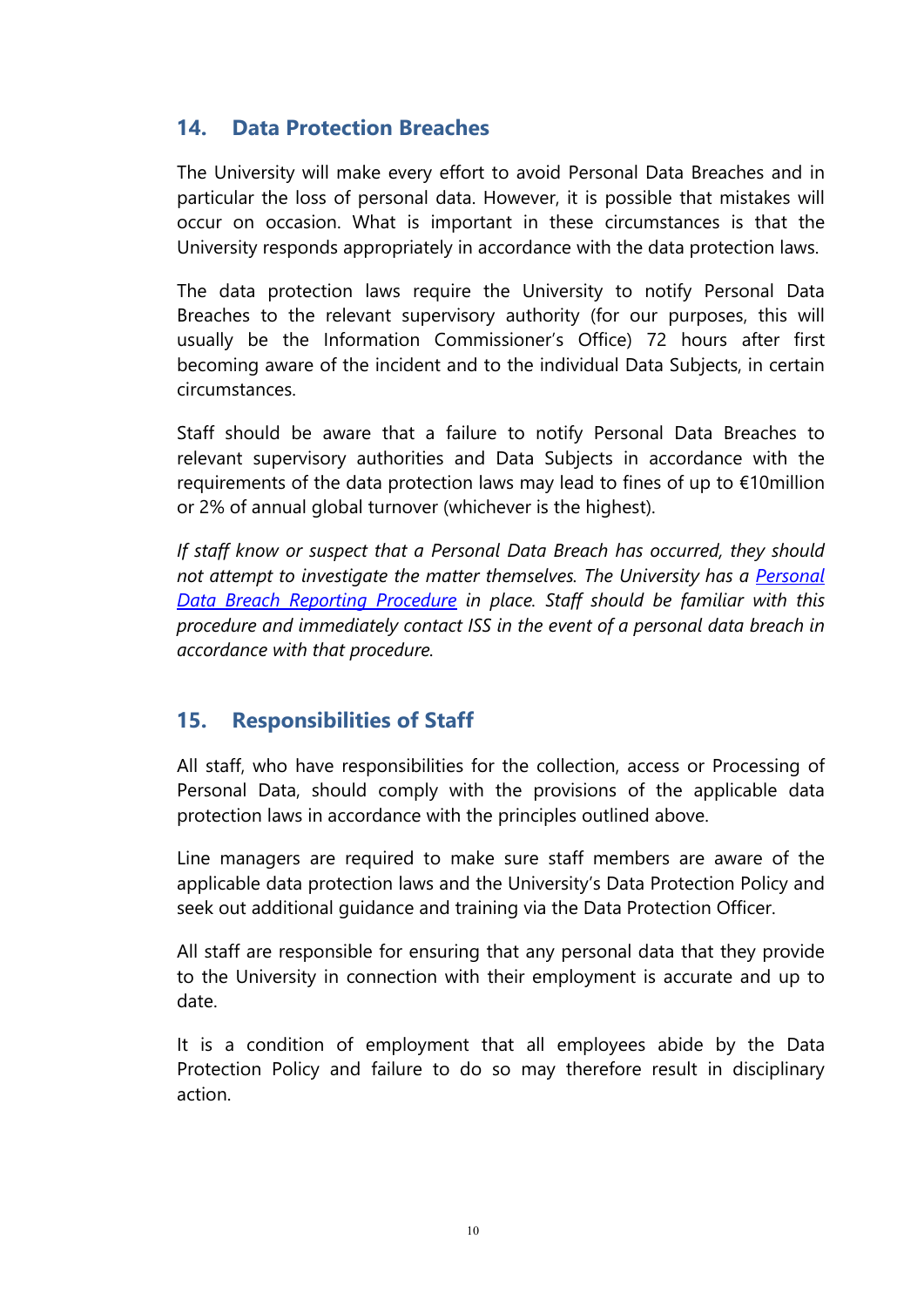## 14. Data Protection Breaches

The University will make every effort to avoid Personal Data Breaches and in particular the loss of personal data. However, it is possible that mistakes will occur on occasion. What is important in these circumstances is that the University responds appropriately in accordance with the data protection laws.

The data protection laws require the University to notify Personal Data Breaches to the relevant supervisory authority (for our purposes, this will usually be the Information Commissioner's Office) 72 hours after first becoming aware of the incident and to the individual Data Subjects, in certain circumstances.

Staff should be aware that a failure to notify Personal Data Breaches to relevant supervisory authorities and Data Subjects in accordance with the requirements of the data protection laws may lead to fines of up to €10million or 2% of annual global turnover (whichever is the highest).

*If staff know or suspect that a Personal Data Breach has occurred, they should not attempt to investigate the matter themselves. The University has a Personal Data Breach Reporting Procedure in place. Staff should be familiar with this procedure and immediately contact ISS in the event of a personal data breach in accordance with that procedure.*

## 15. Responsibilities of Staff

All staff, who have responsibilities for the collection, access or Processing of Personal Data, should comply with the provisions of the applicable data protection laws in accordance with the principles outlined above.

Line managers are required to make sure staff members are aware of the applicable data protection laws and the University's Data Protection Policy and seek out additional guidance and training via the Data Protection Officer.

All staff are responsible for ensuring that any personal data that they provide to the University in connection with their employment is accurate and up to date.

It is a condition of employment that all employees abide by the Data Protection Policy and failure to do so may therefore result in disciplinary action.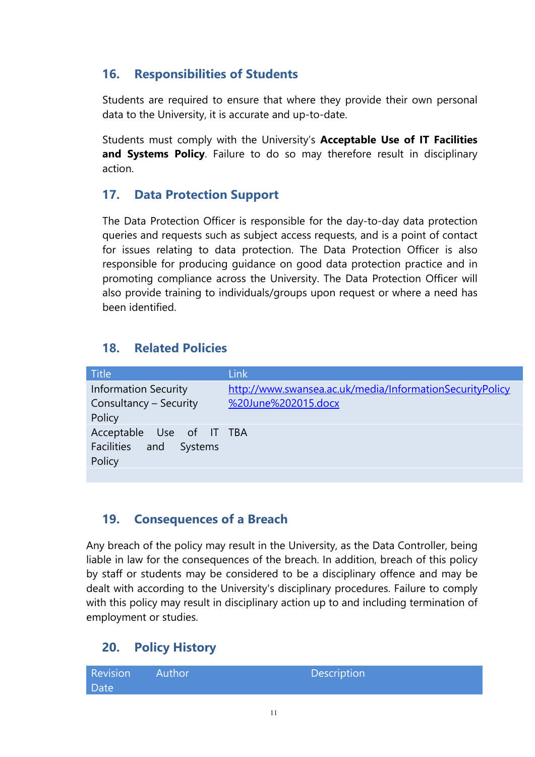## 16. Responsibilities of Students

Students are required to ensure that where they provide their own personal data to the University, it is accurate and up-to-date.

Students must comply with the University's **Acceptable Use of IT Facilities and Systems Policy**. Failure to do so may therefore result in disciplinary action.

## 17. Data Protection Support

The Data Protection Officer is responsible for the day-to-day data protection queries and requests such as subject access requests, and is a point of contact for issues relating to data protection. The Data Protection Officer is also responsible for producing guidance on good data protection practice and in promoting compliance across the University. The Data Protection Officer will also provide training to individuals/groups upon request or where a need has been identified.

## 18. Related Policies

| Title | Link |
|---|---|
| Information Security Consultancy – Security Policy | http://www.swansea.ac.uk/media/InformationSecurityPolicy%20June%202015.docx |
| Acceptable Use of IT Facilities and Systems Policy | TBA |
| | |

## 19. Consequences of a Breach

Any breach of the policy may result in the University, as the Data Controller, being liable in law for the consequences of the breach. In addition, breach of this policy by staff or students may be considered to be a disciplinary offence and may be dealt with according to the University's disciplinary procedures. Failure to comply with this policy may result in disciplinary action up to and including termination of employment or studies.

## 20. Policy History

| Revision Date | Author | Description |
|---|---|---|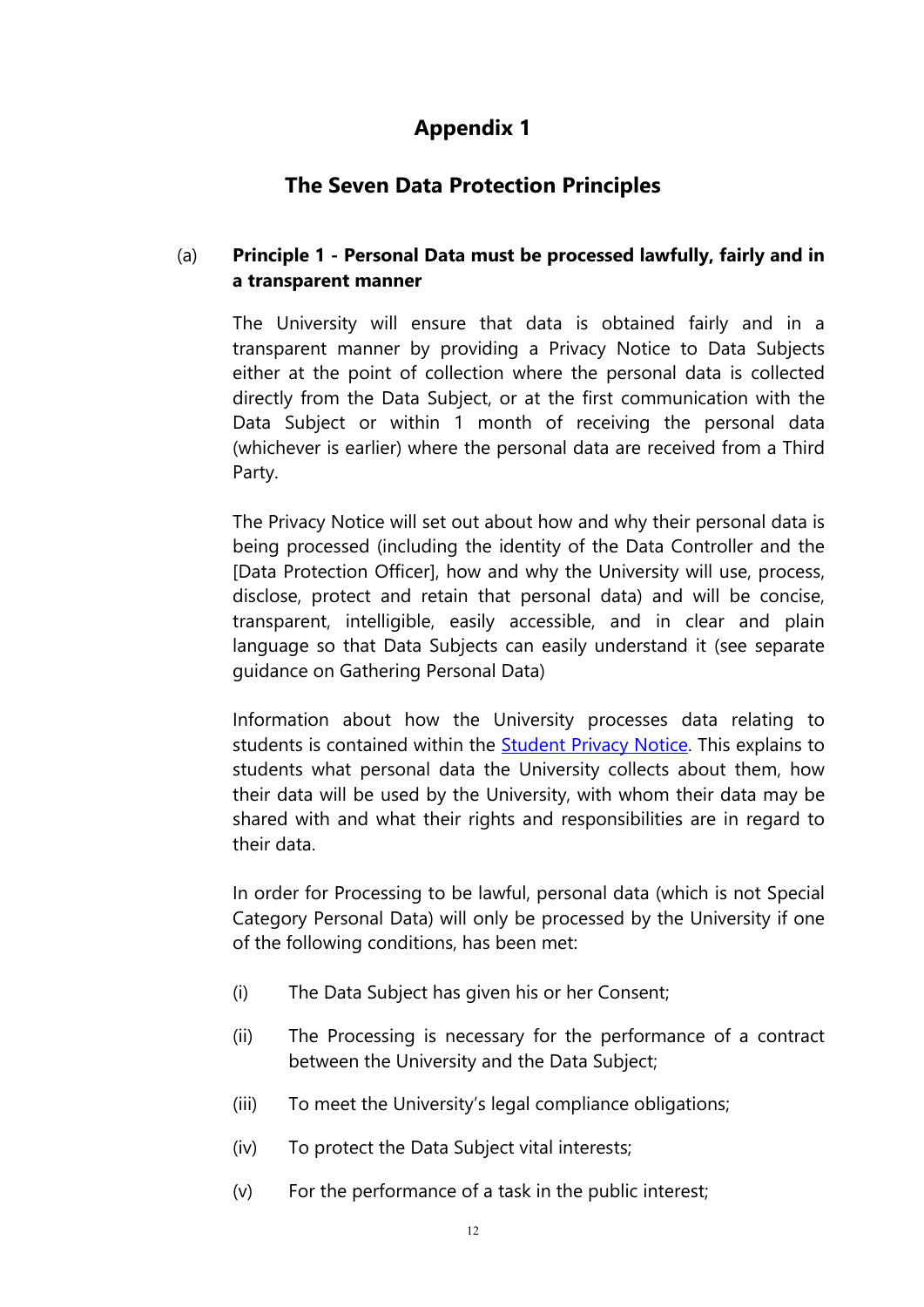# Appendix 1

## The Seven Data Protection Principles

(a) **Principle 1 - Personal Data must be processed lawfully, fairly and in a transparent manner**

The University will ensure that data is obtained fairly and in a transparent manner by providing a Privacy Notice to Data Subjects either at the point of collection where the personal data is collected directly from the Data Subject, or at the first communication with the Data Subject or within 1 month of receiving the personal data (whichever is earlier) where the personal data are received from a Third Party.

The Privacy Notice will set out about how and why their personal data is being processed (including the identity of the Data Controller and the [Data Protection Officer], how and why the University will use, process, disclose, protect and retain that personal data) and will be concise, transparent, intelligible, easily accessible, and in clear and plain language so that Data Subjects can easily understand it (see separate guidance on Gathering Personal Data)

Information about how the University processes data relating to students is contained within the Student Privacy Notice. This explains to students what personal data the University collects about them, how their data will be used by the University, with whom their data may be shared with and what their rights and responsibilities are in regard to their data.

In order for Processing to be lawful, personal data (which is not Special Category Personal Data) will only be processed by the University if one of the following conditions, has been met:

(i) The Data Subject has given his or her Consent;

(ii) The Processing is necessary for the performance of a contract between the University and the Data Subject;

(iii) To meet the University's legal compliance obligations;

(iv) To protect the Data Subject vital interests;

(v) For the performance of a task in the public interest;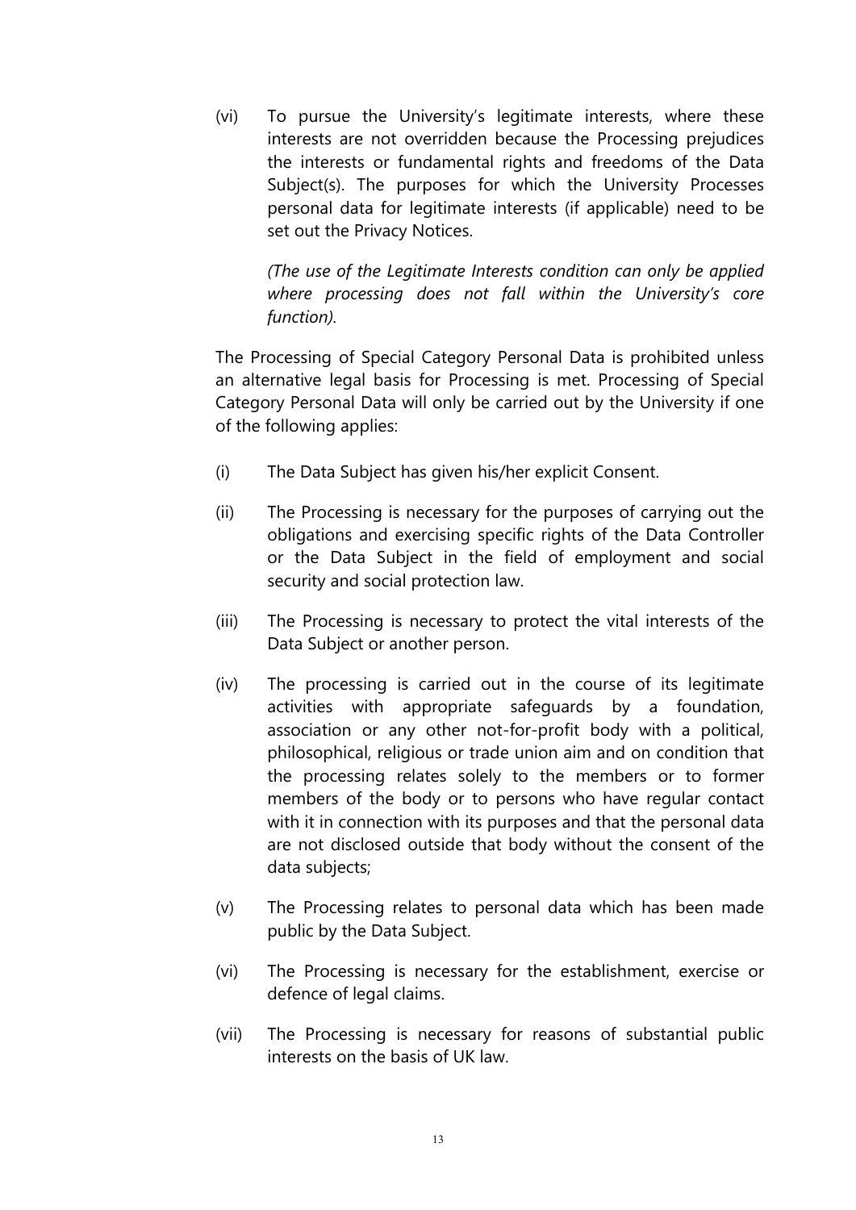(vi) To pursue the University's legitimate interests, where these interests are not overridden because the Processing prejudices the interests or fundamental rights and freedoms of the Data Subject(s). The purposes for which the University Processes personal data for legitimate interests (if applicable) need to be set out the Privacy Notices.

*(The use of the Legitimate Interests condition can only be applied where processing does not fall within the University's core function).*

The Processing of Special Category Personal Data is prohibited unless an alternative legal basis for Processing is met. Processing of Special Category Personal Data will only be carried out by the University if one of the following applies:

(i) The Data Subject has given his/her explicit Consent.

(ii) The Processing is necessary for the purposes of carrying out the obligations and exercising specific rights of the Data Controller or the Data Subject in the field of employment and social security and social protection law.

(iii) The Processing is necessary to protect the vital interests of the Data Subject or another person.

(iv) The processing is carried out in the course of its legitimate activities with appropriate safeguards by a foundation, association or any other not-for-profit body with a political, philosophical, religious or trade union aim and on condition that the processing relates solely to the members or to former members of the body or to persons who have regular contact with it in connection with its purposes and that the personal data are not disclosed outside that body without the consent of the data subjects;

(v) The Processing relates to personal data which has been made public by the Data Subject.

(vi) The Processing is necessary for the establishment, exercise or defence of legal claims.

(vii) The Processing is necessary for reasons of substantial public interests on the basis of UK law.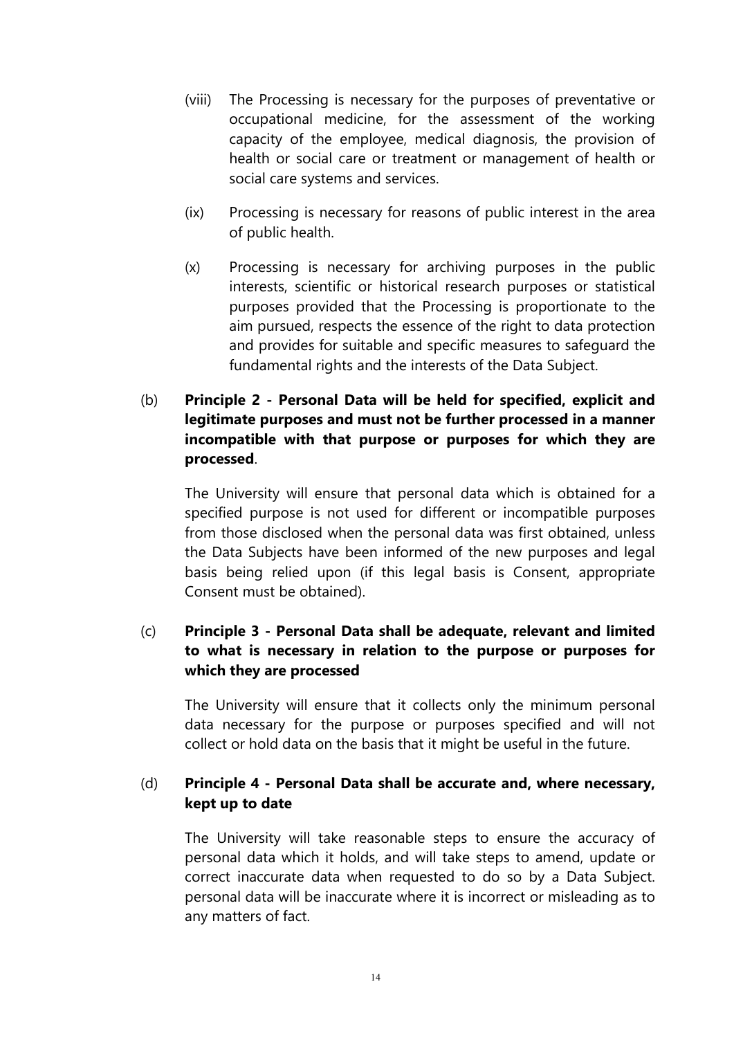(viii) The Processing is necessary for the purposes of preventative or occupational medicine, for the assessment of the working capacity of the employee, medical diagnosis, the provision of health or social care or treatment or management of health or social care systems and services.

(ix) Processing is necessary for reasons of public interest in the area of public health.

(x) Processing is necessary for archiving purposes in the public interests, scientific or historical research purposes or statistical purposes provided that the Processing is proportionate to the aim pursued, respects the essence of the right to data protection and provides for suitable and specific measures to safeguard the fundamental rights and the interests of the Data Subject.

(b) **Principle 2 - Personal Data will be held for specified, explicit and legitimate purposes and must not be further processed in a manner incompatible with that purpose or purposes for which they are processed**.

The University will ensure that personal data which is obtained for a specified purpose is not used for different or incompatible purposes from those disclosed when the personal data was first obtained, unless the Data Subjects have been informed of the new purposes and legal basis being relied upon (if this legal basis is Consent, appropriate Consent must be obtained).

(c) **Principle 3 - Personal Data shall be adequate, relevant and limited to what is necessary in relation to the purpose or purposes for which they are processed**

The University will ensure that it collects only the minimum personal data necessary for the purpose or purposes specified and will not collect or hold data on the basis that it might be useful in the future.

(d) **Principle 4 - Personal Data shall be accurate and, where necessary, kept up to date**

The University will take reasonable steps to ensure the accuracy of personal data which it holds, and will take steps to amend, update or correct inaccurate data when requested to do so by a Data Subject. personal data will be inaccurate where it is incorrect or misleading as to any matters of fact.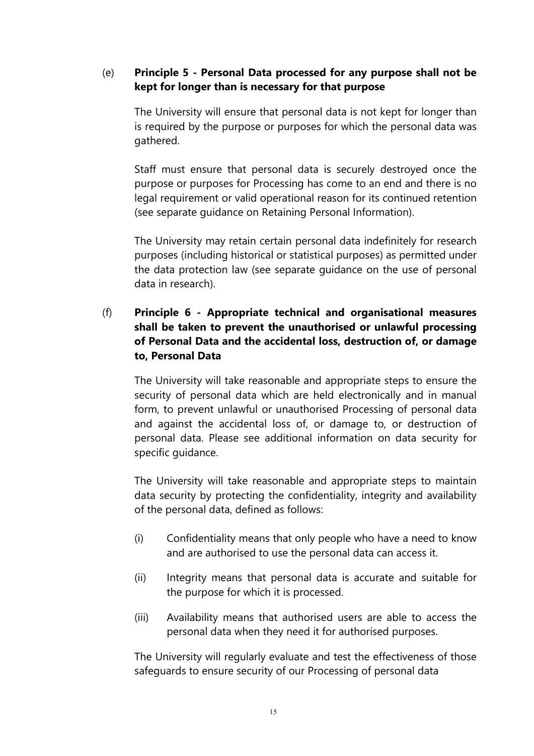(e) **Principle 5 - Personal Data processed for any purpose shall not be kept for longer than is necessary for that purpose**

The University will ensure that personal data is not kept for longer than is required by the purpose or purposes for which the personal data was gathered.

Staff must ensure that personal data is securely destroyed once the purpose or purposes for Processing has come to an end and there is no legal requirement or valid operational reason for its continued retention (see separate guidance on Retaining Personal Information).

The University may retain certain personal data indefinitely for research purposes (including historical or statistical purposes) as permitted under the data protection law (see separate guidance on the use of personal data in research).

(f) **Principle 6 - Appropriate technical and organisational measures shall be taken to prevent the unauthorised or unlawful processing of Personal Data and the accidental loss, destruction of, or damage to, Personal Data**

The University will take reasonable and appropriate steps to ensure the security of personal data which are held electronically and in manual form, to prevent unlawful or unauthorised Processing of personal data and against the accidental loss of, or damage to, or destruction of personal data. Please see additional information on data security for specific guidance.

The University will take reasonable and appropriate steps to maintain data security by protecting the confidentiality, integrity and availability of the personal data, defined as follows:

(i) Confidentiality means that only people who have a need to know and are authorised to use the personal data can access it.

(ii) Integrity means that personal data is accurate and suitable for the purpose for which it is processed.

(iii) Availability means that authorised users are able to access the personal data when they need it for authorised purposes.

The University will regularly evaluate and test the effectiveness of those safeguards to ensure security of our Processing of personal data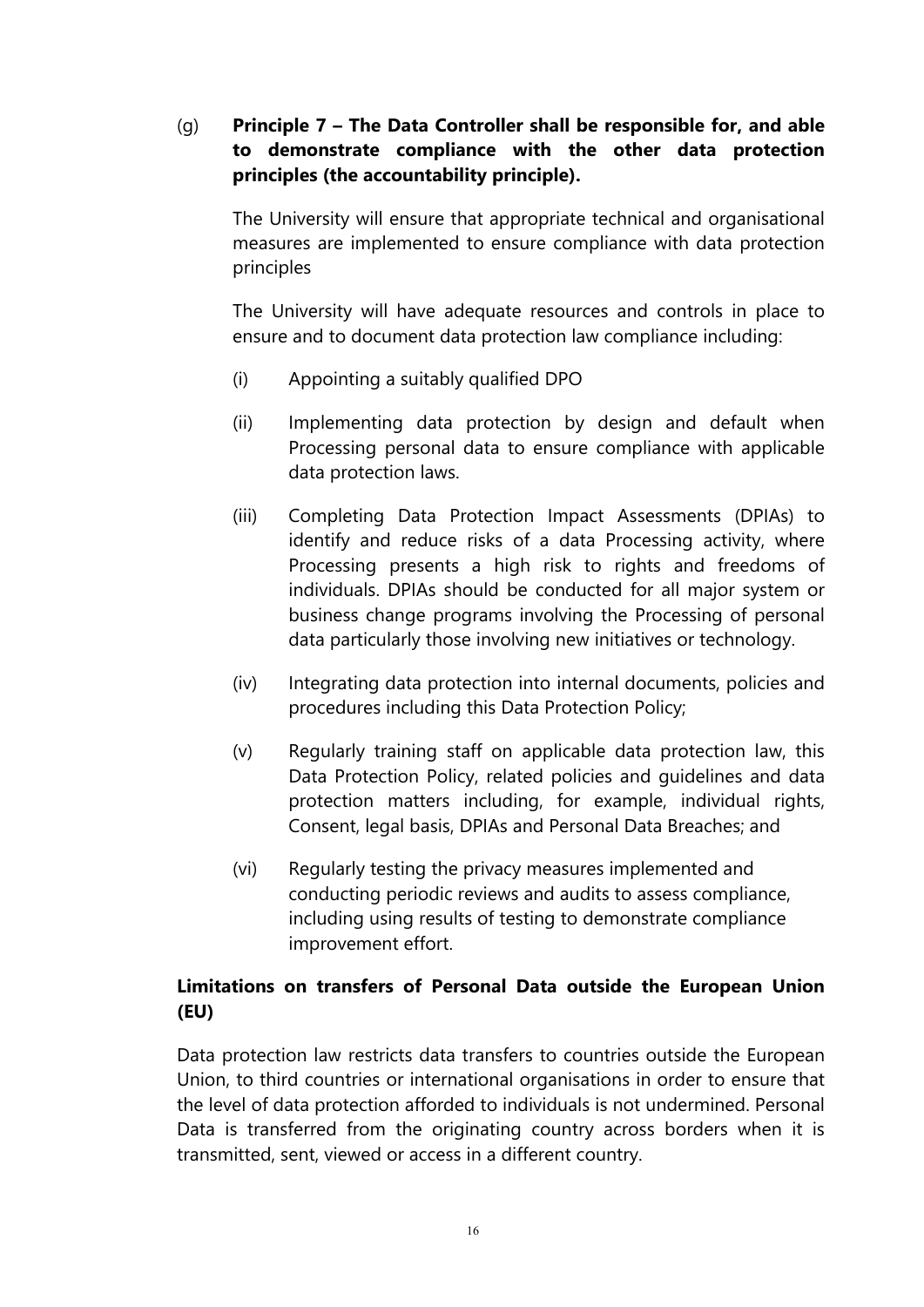(g) **Principle 7 – The Data Controller shall be responsible for, and able to demonstrate compliance with the other data protection principles (the accountability principle).**

The University will ensure that appropriate technical and organisational measures are implemented to ensure compliance with data protection principles

The University will have adequate resources and controls in place to ensure and to document data protection law compliance including:

(i) Appointing a suitably qualified DPO

(ii) Implementing data protection by design and default when Processing personal data to ensure compliance with applicable data protection laws.

(iii) Completing Data Protection Impact Assessments (DPIAs) to identify and reduce risks of a data Processing activity, where Processing presents a high risk to rights and freedoms of individuals. DPIAs should be conducted for all major system or business change programs involving the Processing of personal data particularly those involving new initiatives or technology.

(iv) Integrating data protection into internal documents, policies and procedures including this Data Protection Policy;

(v) Regularly training staff on applicable data protection law, this Data Protection Policy, related policies and guidelines and data protection matters including, for example, individual rights, Consent, legal basis, DPIAs and Personal Data Breaches; and

(vi) Regularly testing the privacy measures implemented and conducting periodic reviews and audits to assess compliance, including using results of testing to demonstrate compliance improvement effort.

**Limitations on transfers of Personal Data outside the European Union (EU)**

Data protection law restricts data transfers to countries outside the European Union, to third countries or international organisations in order to ensure that the level of data protection afforded to individuals is not undermined. Personal Data is transferred from the originating country across borders when it is transmitted, sent, viewed or access in a different country.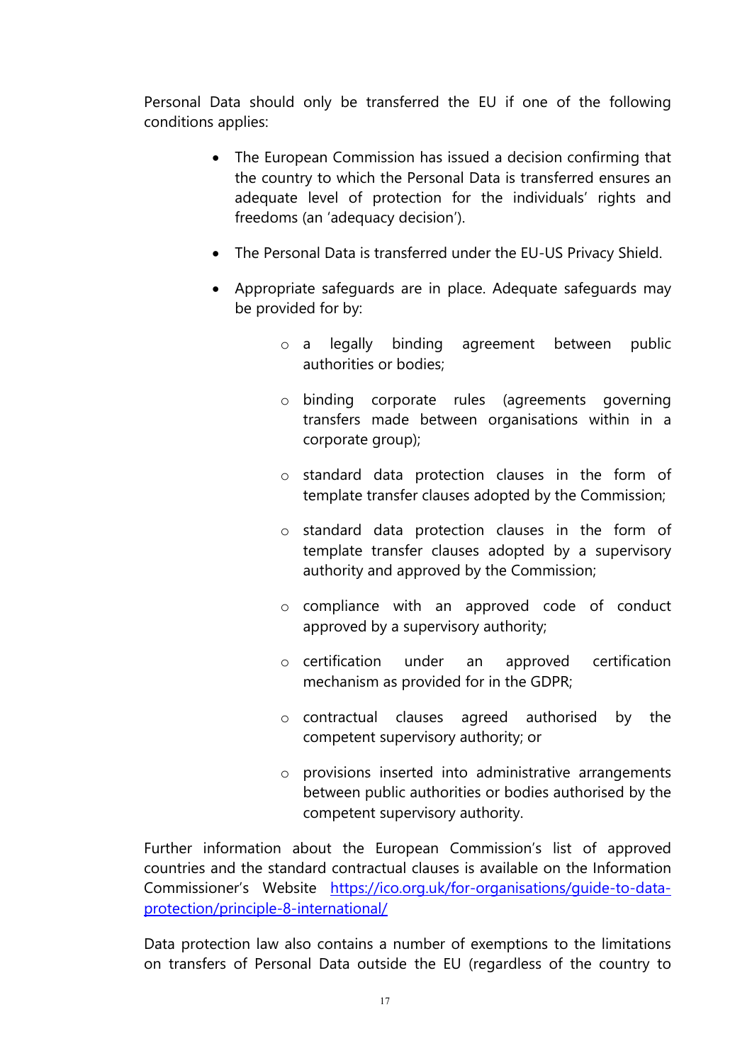Personal Data should only be transferred the EU if one of the following conditions applies:

- The European Commission has issued a decision confirming that the country to which the Personal Data is transferred ensures an adequate level of protection for the individuals' rights and freedoms (an 'adequacy decision').

- The Personal Data is transferred under the EU-US Privacy Shield.

- Appropriate safeguards are in place. Adequate safeguards may be provided for by:

    - a legally binding agreement between public authorities or bodies;

    - binding corporate rules (agreements governing transfers made between organisations within in a corporate group);

    - standard data protection clauses in the form of template transfer clauses adopted by the Commission;

    - standard data protection clauses in the form of template transfer clauses adopted by a supervisory authority and approved by the Commission;

    - compliance with an approved code of conduct approved by a supervisory authority;

    - certification under an approved certification mechanism as provided for in the GDPR;

    - contractual clauses agreed authorised by the competent supervisory authority; or

    - provisions inserted into administrative arrangements between public authorities or bodies authorised by the competent supervisory authority.

Further information about the European Commission's list of approved countries and the standard contractual clauses is available on the Information Commissioner's Website [https://ico.org.uk/for-organisations/guide-to-data-protection/principle-8-international/](https://ico.org.uk/for-organisations/guide-to-data-protection/principle-8-international/)

Data protection law also contains a number of exemptions to the limitations on transfers of Personal Data outside the EU (regardless of the country to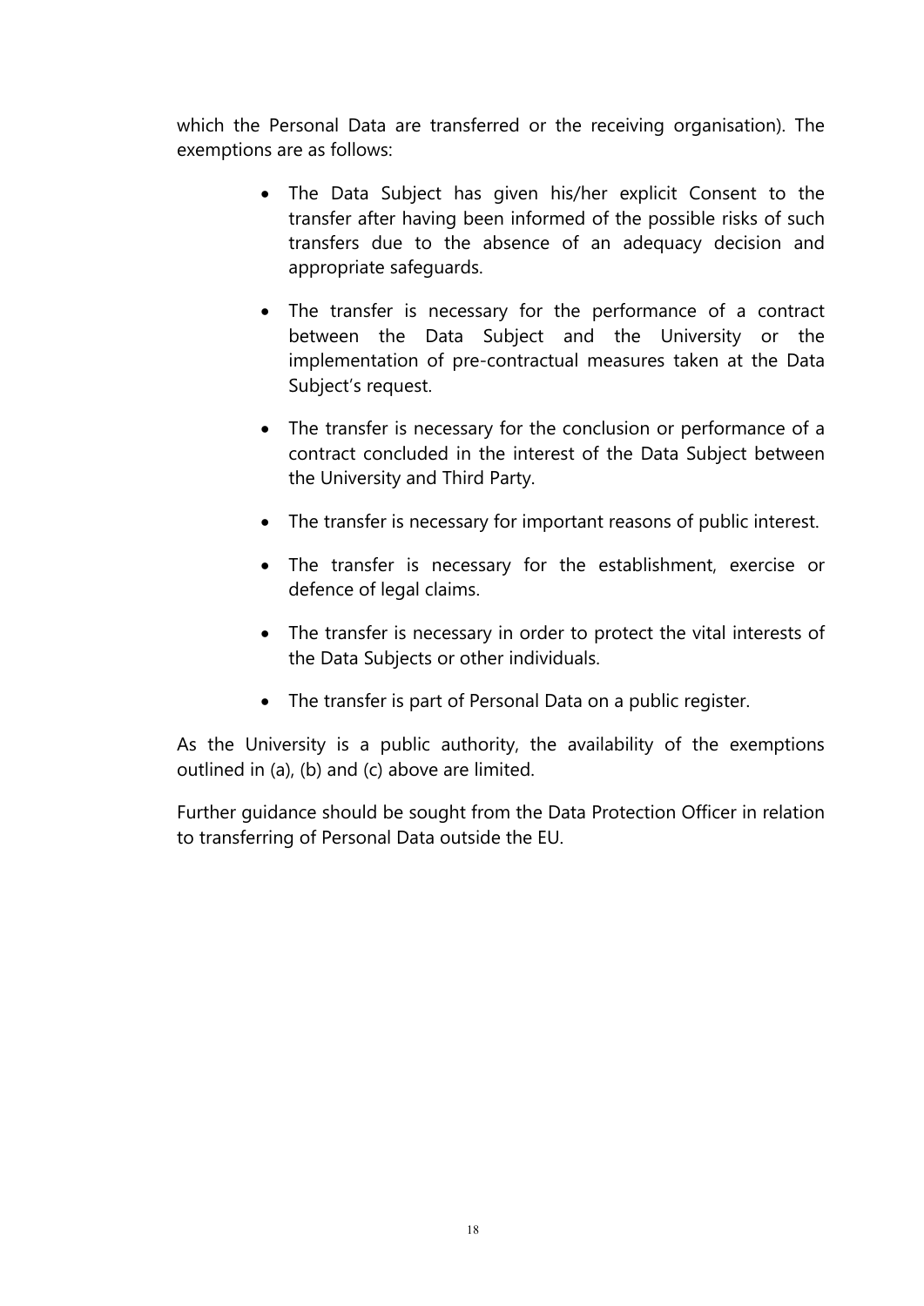which the Personal Data are transferred or the receiving organisation). The exemptions are as follows:

- The Data Subject has given his/her explicit Consent to the transfer after having been informed of the possible risks of such transfers due to the absence of an adequacy decision and appropriate safeguards.
- The transfer is necessary for the performance of a contract between the Data Subject and the University or the implementation of pre-contractual measures taken at the Data Subject's request.
- The transfer is necessary for the conclusion or performance of a contract concluded in the interest of the Data Subject between the University and Third Party.
- The transfer is necessary for important reasons of public interest.
- The transfer is necessary for the establishment, exercise or defence of legal claims.
- The transfer is necessary in order to protect the vital interests of the Data Subjects or other individuals.
- The transfer is part of Personal Data on a public register.

As the University is a public authority, the availability of the exemptions outlined in (a), (b) and (c) above are limited.

Further guidance should be sought from the Data Protection Officer in relation to transferring of Personal Data outside the EU.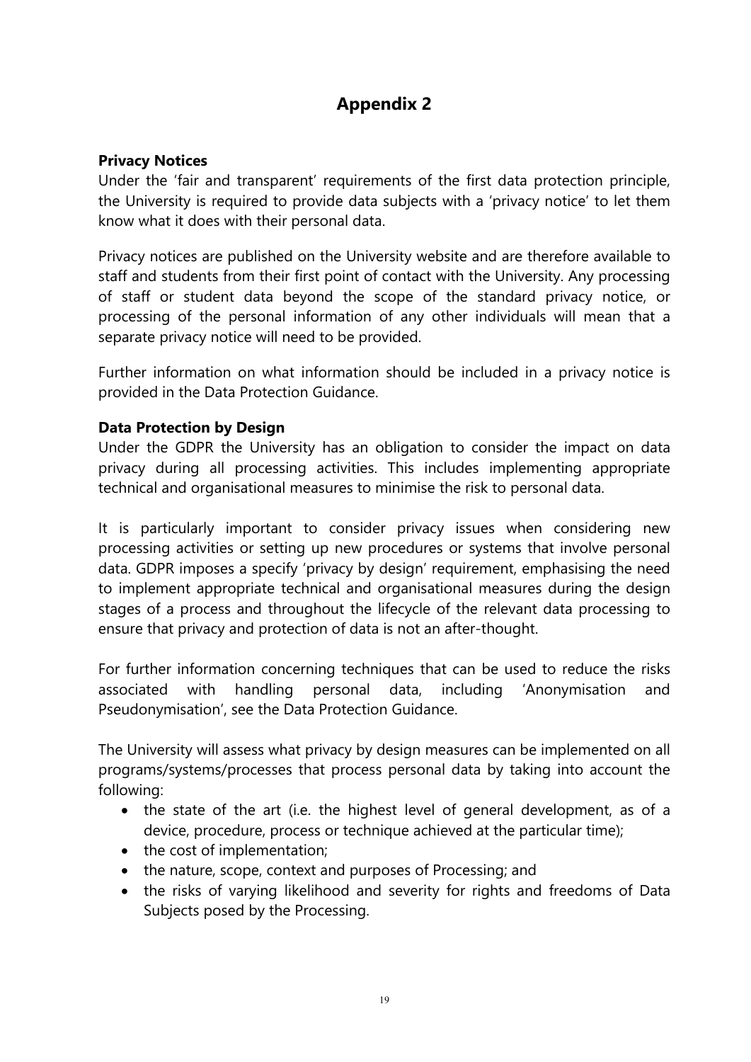# Appendix 2

**Privacy Notices**

Under the 'fair and transparent' requirements of the first data protection principle, the University is required to provide data subjects with a 'privacy notice' to let them know what it does with their personal data.

Privacy notices are published on the University website and are therefore available to staff and students from their first point of contact with the University. Any processing of staff or student data beyond the scope of the standard privacy notice, or processing of the personal information of any other individuals will mean that a separate privacy notice will need to be provided.

Further information on what information should be included in a privacy notice is provided in the Data Protection Guidance.

**Data Protection by Design**

Under the GDPR the University has an obligation to consider the impact on data privacy during all processing activities. This includes implementing appropriate technical and organisational measures to minimise the risk to personal data.

It is particularly important to consider privacy issues when considering new processing activities or setting up new procedures or systems that involve personal data. GDPR imposes a specify 'privacy by design' requirement, emphasising the need to implement appropriate technical and organisational measures during the design stages of a process and throughout the lifecycle of the relevant data processing to ensure that privacy and protection of data is not an after-thought.

For further information concerning techniques that can be used to reduce the risks associated with handling personal data, including 'Anonymisation and Pseudonymisation', see the Data Protection Guidance.

The University will assess what privacy by design measures can be implemented on all programs/systems/processes that process personal data by taking into account the following:

- the state of the art (i.e. the highest level of general development, as of a device, procedure, process or technique achieved at the particular time);
- the cost of implementation;
- the nature, scope, context and purposes of Processing; and
- the risks of varying likelihood and severity for rights and freedoms of Data Subjects posed by the Processing.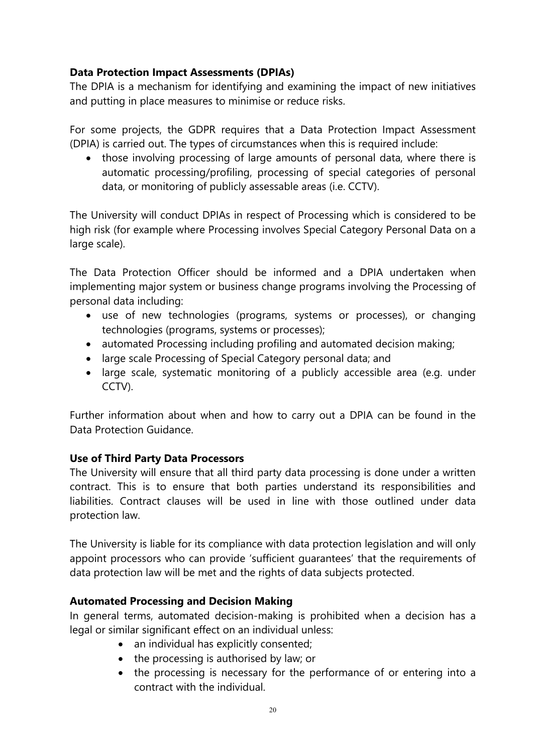**Data Protection Impact Assessments (DPIAs)**

The DPIA is a mechanism for identifying and examining the impact of new initiatives and putting in place measures to minimise or reduce risks.

For some projects, the GDPR requires that a Data Protection Impact Assessment (DPIA) is carried out. The types of circumstances when this is required include:

- those involving processing of large amounts of personal data, where there is automatic processing/profiling, processing of special categories of personal data, or monitoring of publicly assessable areas (i.e. CCTV).

The University will conduct DPIAs in respect of Processing which is considered to be high risk (for example where Processing involves Special Category Personal Data on a large scale).

The Data Protection Officer should be informed and a DPIA undertaken when implementing major system or business change programs involving the Processing of personal data including:

- use of new technologies (programs, systems or processes), or changing technologies (programs, systems or processes);
- automated Processing including profiling and automated decision making;
- large scale Processing of Special Category personal data; and
- large scale, systematic monitoring of a publicly accessible area (e.g. under CCTV).

Further information about when and how to carry out a DPIA can be found in the Data Protection Guidance.

**Use of Third Party Data Processors**

The University will ensure that all third party data processing is done under a written contract. This is to ensure that both parties understand its responsibilities and liabilities. Contract clauses will be used in line with those outlined under data protection law.

The University is liable for its compliance with data protection legislation and will only appoint processors who can provide 'sufficient guarantees' that the requirements of data protection law will be met and the rights of data subjects protected.

**Automated Processing and Decision Making**

In general terms, automated decision-making is prohibited when a decision has a legal or similar significant effect on an individual unless:

- an individual has explicitly consented;
- the processing is authorised by law; or
- the processing is necessary for the performance of or entering into a contract with the individual.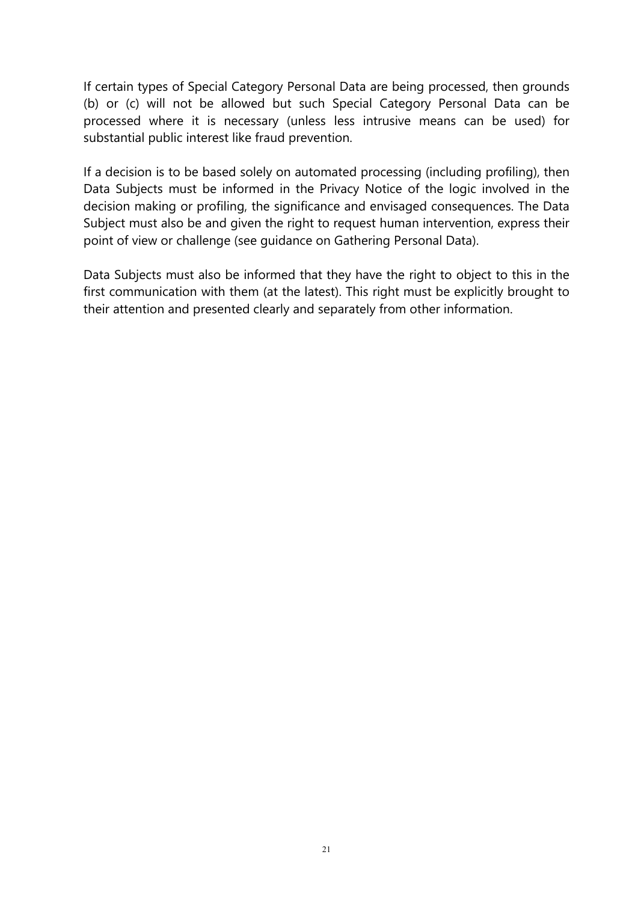If certain types of Special Category Personal Data are being processed, then grounds (b) or (c) will not be allowed but such Special Category Personal Data can be processed where it is necessary (unless less intrusive means can be used) for substantial public interest like fraud prevention.

If a decision is to be based solely on automated processing (including profiling), then Data Subjects must be informed in the Privacy Notice of the logic involved in the decision making or profiling, the significance and envisaged consequences. The Data Subject must also be and given the right to request human intervention, express their point of view or challenge (see guidance on Gathering Personal Data).

Data Subjects must also be informed that they have the right to object to this in the first communication with them (at the latest). This right must be explicitly brought to their attention and presented clearly and separately from other information.